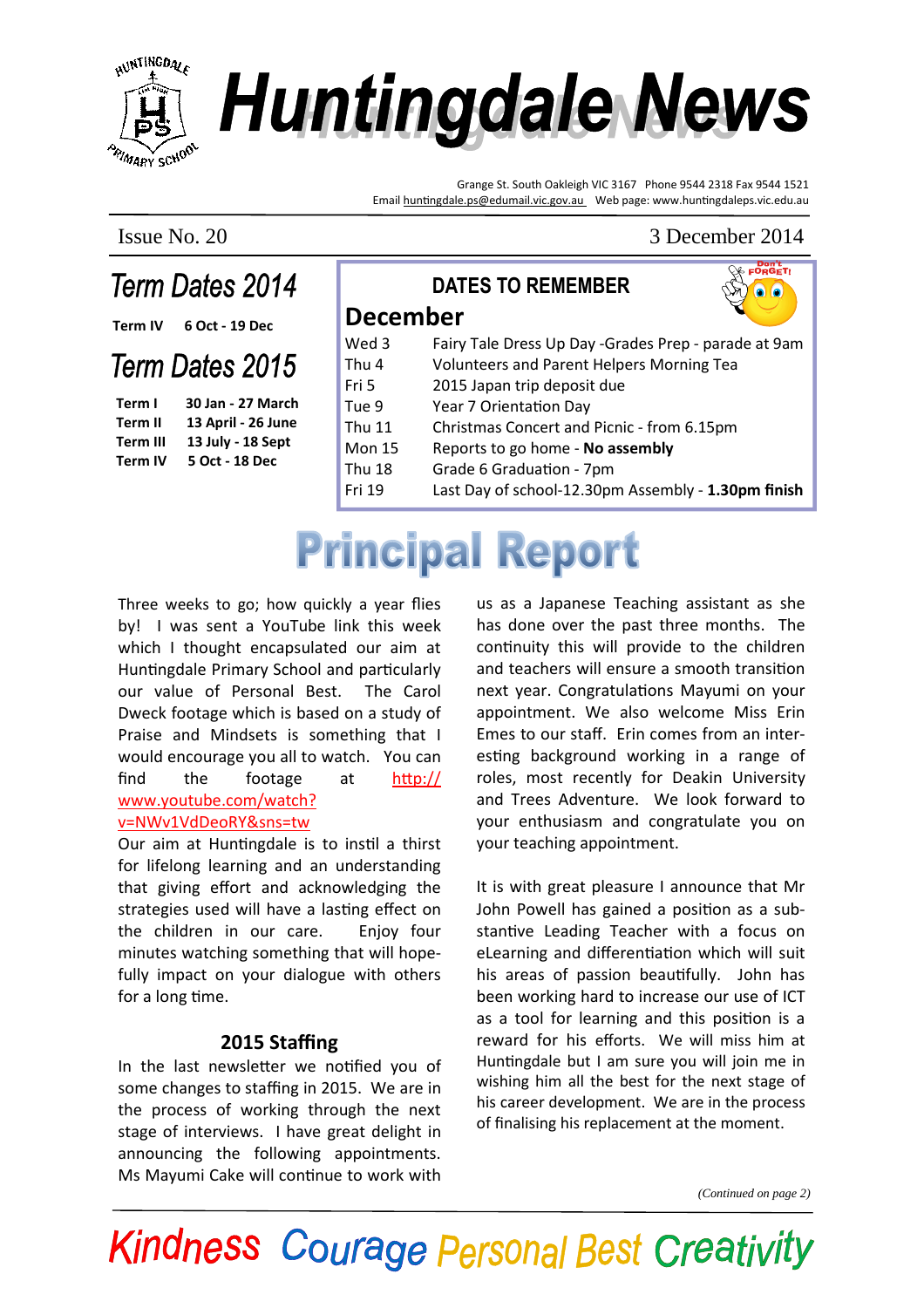# Huntingdale News

Grange St. South Oakleigh VIC 3167 Phone 9544 2318 Fax 9544 1521
Email huntingdale.ps@edumail.vic.gov.au Web page: www.huntingdaleps.vic.edu.au

Issue No. 20 | 3 December 2014

## Term Dates 2014

**Term IV** **6 Oct - 19 Dec**

## Term Dates 2015

| | |
|---|---|
| **Term I** | **30 Jan - 27 March** |
| **Term II** | **13 April - 26 June** |
| **Term III** | **13 July - 18 Sept** |
| **Term IV** | **5 Oct - 18 Dec** |

## DATES TO REMEMBER

### December

| | |
|---|---|
| Wed 3 | Fairy Tale Dress Up Day -Grades Prep - parade at 9am |
| Thu 4 | Volunteers and Parent Helpers Morning Tea |
| Fri 5 | 2015 Japan trip deposit due |
| Tue 9 | Year 7 Orientation Day |
| Thu 11 | Christmas Concert and Picnic - from 6.15pm |
| Mon 15 | Reports to go home - **No assembly** |
| Thu 18 | Grade 6 Graduation - 7pm |
| Fri 19 | Last Day of school-12.30pm Assembly - **1.30pm finish** |

# Principal Report

Three weeks to go; how quickly a year flies by! I was sent a YouTube link this week which I thought encapsulated our aim at Huntingdale Primary School and particularly our value of Personal Best. The Carol Dweck footage which is based on a study of Praise and Mindsets is something that I would encourage you all to watch. You can find the footage at http://www.youtube.com/watch?v=NWv1VdDeoRY&sns=tw

Our aim at Huntingdale is to instil a thirst for lifelong learning and an understanding that giving effort and acknowledging the strategies used will have a lasting effect on the children in our care. Enjoy four minutes watching something that will hopefully impact on your dialogue with others for a long time.

### 2015 Staffing

In the last newsletter we notified you of some changes to staffing in 2015. We are in the process of working through the next stage of interviews. I have great delight in announcing the following appointments. Ms Mayumi Cake will continue to work with us as a Japanese Teaching assistant as she has done over the past three months. The continuity this will provide to the children and teachers will ensure a smooth transition next year. Congratulations Mayumi on your appointment. We also welcome Miss Erin Emes to our staff. Erin comes from an interesting background working in a range of roles, most recently for Deakin University and Trees Adventure. We look forward to your enthusiasm and congratulate you on your teaching appointment.

It is with great pleasure I announce that Mr John Powell has gained a position as a substantive Leading Teacher with a focus on eLearning and differentiation which will suit his areas of passion beautifully. John has been working hard to increase our use of ICT as a tool for learning and this position is a reward for his efforts. We will miss him at Huntingdale but I am sure you will join me in wishing him all the best for the next stage of his career development. We are in the process of finalising his replacement at the moment.

*(Continued on page 2)*

Kindness Courage Personal Best Creativity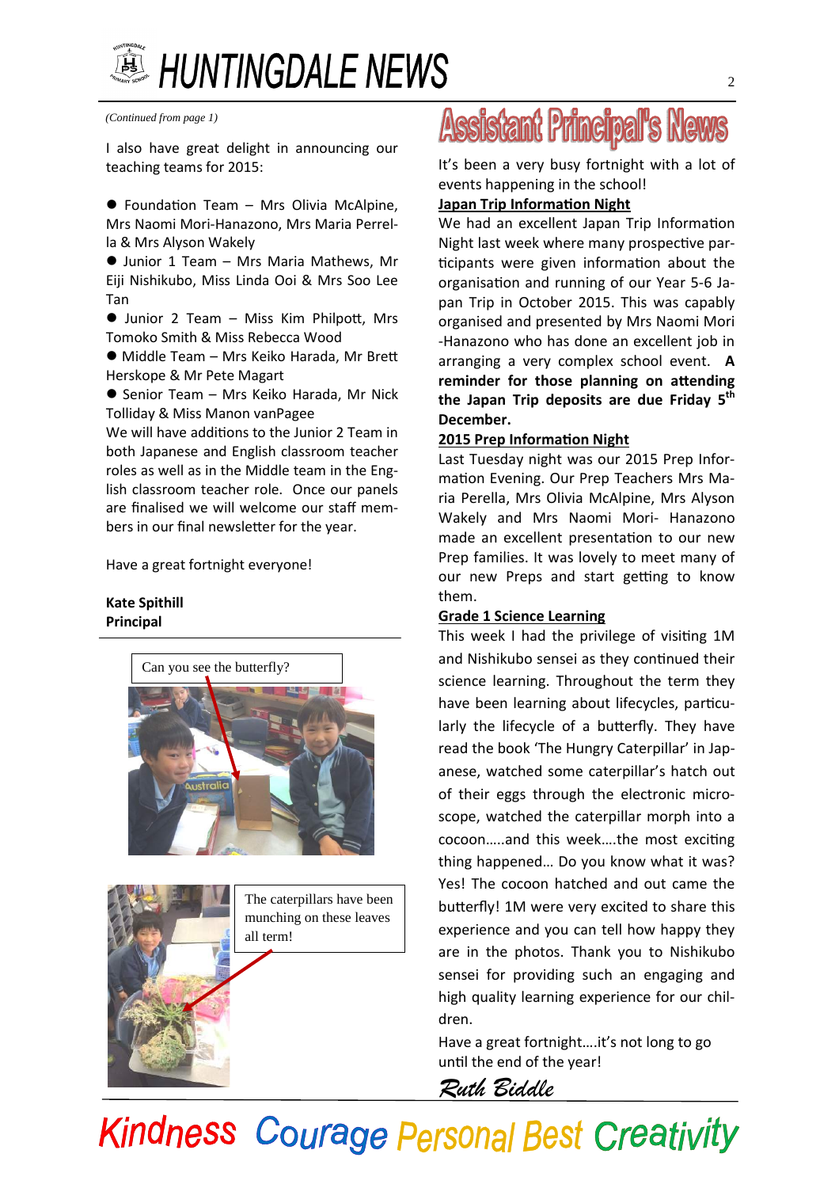*(Continued from page 1)*

I also have great delight in announcing our teaching teams for 2015:

- Foundation Team – Mrs Olivia McAlpine, Mrs Naomi Mori-Hanazono, Mrs Maria Perrella & Mrs Alyson Wakely
- Junior 1 Team – Mrs Maria Mathews, Mr Eiji Nishikubo, Miss Linda Ooi & Mrs Soo Lee Tan
- Junior 2 Team – Miss Kim Philpott, Mrs Tomoko Smith & Miss Rebecca Wood
- Middle Team – Mrs Keiko Harada, Mr Brett Herskope & Mr Pete Magart
- Senior Team – Mrs Keiko Harada, Mr Nick Tolliday & Miss Manon vanPagee

We will have additions to the Junior 2 Team in both Japanese and English classroom teacher roles as well as in the Middle team in the English classroom teacher role. Once our panels are finalised we will welcome our staff members in our final newsletter for the year.

Have a great fortnight everyone!

**Kate Spithill**
**Principal**

Can you see the butterfly?

The caterpillars have been munching on these leaves all term!

# Assistant Principal's News

It's been a very busy fortnight with a lot of events happening in the school!

**Japan Trip Information Night**

We had an excellent Japan Trip Information Night last week where many prospective participants were given information about the organisation and running of our Year 5-6 Japan Trip in October 2015. This was capably organised and presented by Mrs Naomi Mori-Hanazono who has done an excellent job in arranging a very complex school event. **A reminder for those planning on attending the Japan Trip deposits are due Friday 5th December.**

**2015 Prep Information Night**

Last Tuesday night was our 2015 Prep Information Evening. Our Prep Teachers Mrs Maria Perella, Mrs Olivia McAlpine, Mrs Alyson Wakely and Mrs Naomi Mori- Hanazono made an excellent presentation to our new Prep families. It was lovely to meet many of our new Preps and start getting to know them.

**Grade 1 Science Learning**

This week I had the privilege of visiting 1M and Nishikubo sensei as they continued their science learning. Throughout the term they have been learning about lifecycles, particularly the lifecycle of a butterfly. They have read the book 'The Hungry Caterpillar' in Japanese, watched some caterpillar's hatch out of their eggs through the electronic microscope, watched the caterpillar morph into a cocoon…..and this week….the most exciting thing happened… Do you know what it was? Yes! The cocoon hatched and out came the butterfly! 1M were very excited to share this experience and you can tell how happy they are in the photos. Thank you to Nishikubo sensei for providing such an engaging and high quality learning experience for our children.

Have a great fortnight….it's not long to go until the end of the year!

*Ruth Biddle*

Kindness Courage Personal Best Creativity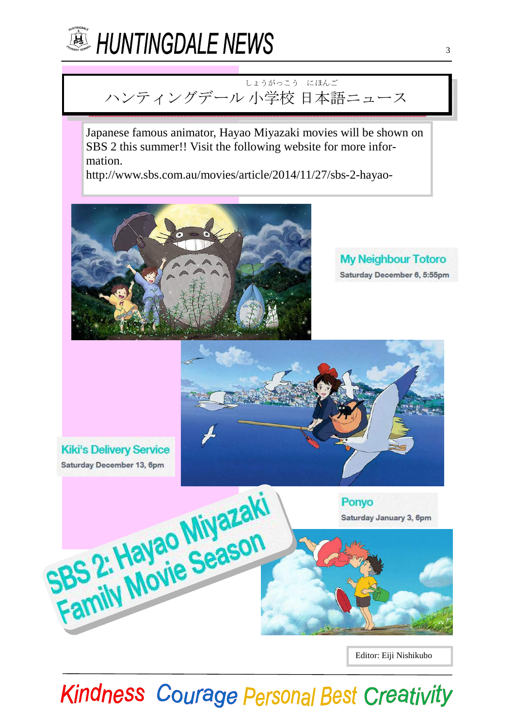# ハンティングデール 小学校 日本語ニュース

(しょうがっこう にほんご)

Japanese famous animator, Hayao Miyazaki movies will be shown on SBS 2 this summer!! Visit the following website for more information.

http://www.sbs.com.au/movies/article/2014/11/27/sbs-2-hayao-

**My Neighbour Totoro**
Saturday December 6, 5:55pm

**Kiki's Delivery Service**
Saturday December 13, 6pm

**Ponyo**
Saturday January 3, 6pm

## SBS 2: Hayao Miyazaki Family Movie Season

Editor: Eiji Nishikubo

**Kindness Courage Personal Best Creativity**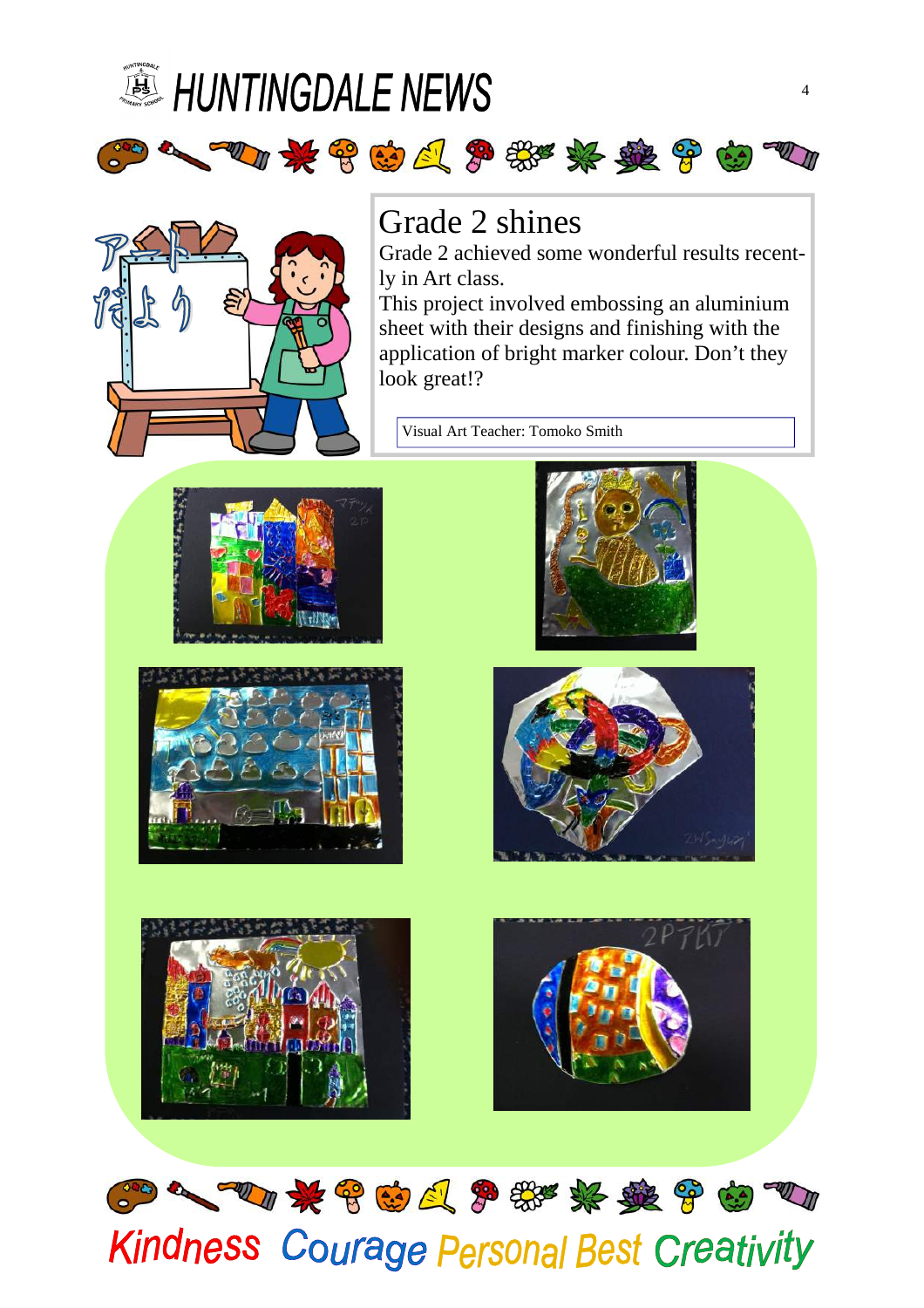## Grade 2 shines

Grade 2 achieved some wonderful results recently in Art class.

This project involved embossing an aluminium sheet with their designs and finishing with the application of bright marker colour. Don't they look great!?

Visual Art Teacher: Tomoko Smith

Kindness Courage Personal Best Creativity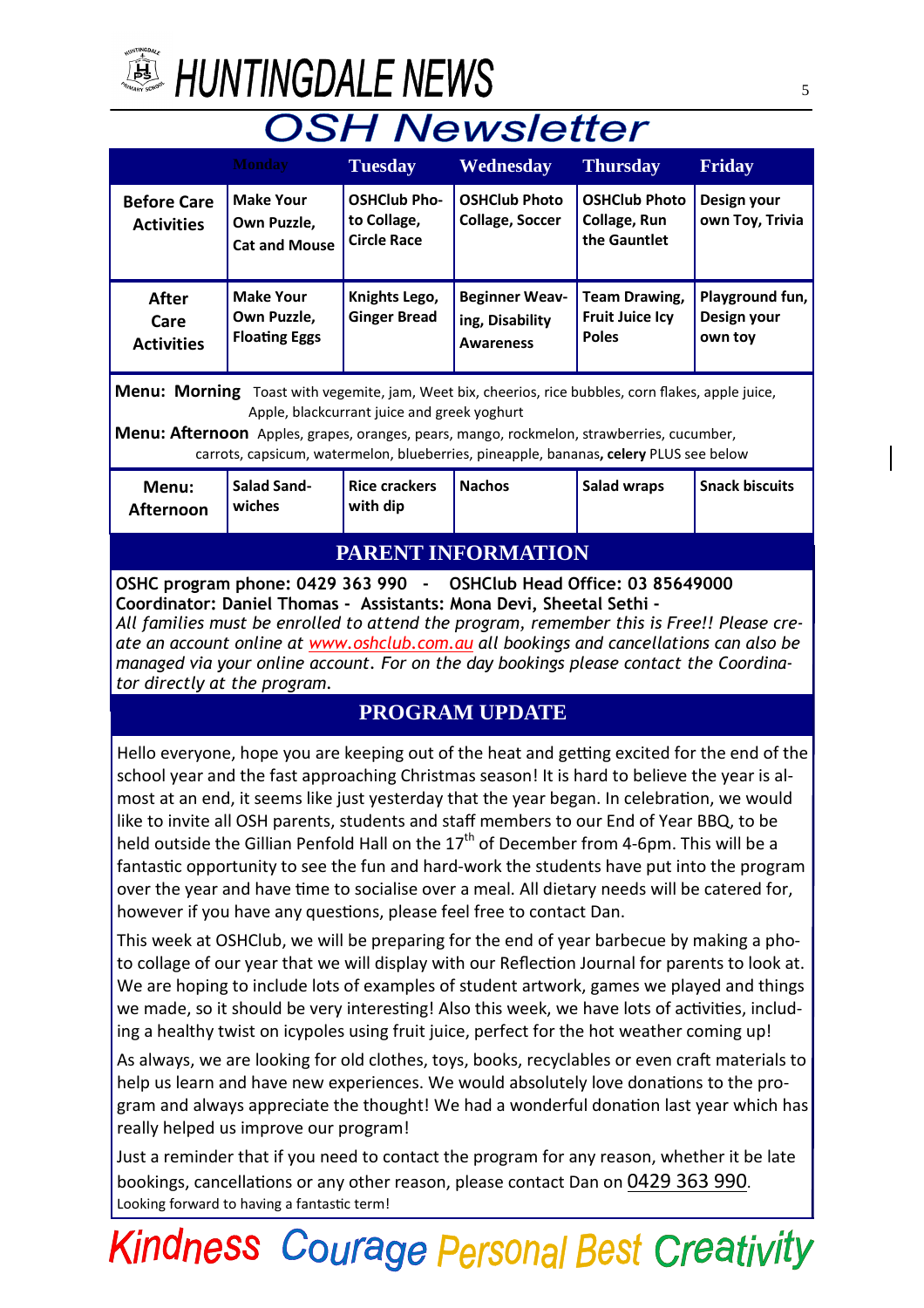# HUNTINGDALE NEWS

# OSH Newsletter

| | Monday | Tuesday | Wednesday | Thursday | Friday |
|---|---|---|---|---|---|
| **Before Care Activities** | **Make Your Own Puzzle, Cat and Mouse** | **OSHClub Photo Collage, Circle Race** | **OSHClub Photo Collage, Soccer** | **OSHClub Photo Collage, Run the Gauntlet** | **Design your own Toy, Trivia** |
| **After Care Activities** | **Make Your Own Puzzle, Floating Eggs** | **Knights Lego, Ginger Bread** | **Beginner Weaving, Disability Awareness** | **Team Drawing, Fruit Juice Icy Poles** | **Playground fun, Design your own toy** |

**Menu: Morning** Toast with vegemite, jam, Weet bix, cheerios, rice bubbles, corn flakes, apple juice, Apple, blackcurrant juice and greek yoghurt

**Menu: Afternoon** Apples, grapes, oranges, pears, mango, rockmelon, strawberries, cucumber, carrots, capsicum, watermelon, blueberries, pineapple, bananas**, celery** PLUS see below

| **Menu: Afternoon** | **Salad Sandwiches** | **Rice crackers with dip** | **Nachos** | **Salad wraps** | **Snack biscuits** |
|---|---|---|---|---|---|

## PARENT INFORMATION

**OSHC program phone: 0429 363 990 - OSHClub Head Office: 03 85649000**
**Coordinator: Daniel Thomas - Assistants: Mona Devi, Sheetal Sethi -**
*All families must be enrolled to attend the program, remember this is Free!! Please create an account online at www.oshclub.com.au all bookings and cancellations can also be managed via your online account. For on the day bookings please contact the Coordinator directly at the program.*

## PROGRAM UPDATE

Hello everyone, hope you are keeping out of the heat and getting excited for the end of the school year and the fast approaching Christmas season! It is hard to believe the year is almost at an end, it seems like just yesterday that the year began. In celebration, we would like to invite all OSH parents, students and staff members to our End of Year BBQ, to be held outside the Gillian Penfold Hall on the 17th of December from 4-6pm. This will be a fantastic opportunity to see the fun and hard-work the students have put into the program over the year and have time to socialise over a meal. All dietary needs will be catered for, however if you have any questions, please feel free to contact Dan.

This week at OSHClub, we will be preparing for the end of year barbecue by making a photo collage of our year that we will display with our Reflection Journal for parents to look at. We are hoping to include lots of examples of student artwork, games we played and things we made, so it should be very interesting! Also this week, we have lots of activities, including a healthy twist on icypoles using fruit juice, perfect for the hot weather coming up!

As always, we are looking for old clothes, toys, books, recyclables or even craft materials to help us learn and have new experiences. We would absolutely love donations to the program and always appreciate the thought! We had a wonderful donation last year which has really helped us improve our program!

Just a reminder that if you need to contact the program for any reason, whether it be late bookings, cancellations or any other reason, please contact Dan on 0429 363 990.
Looking forward to having a fantastic term!

Kindness Courage Personal Best Creativity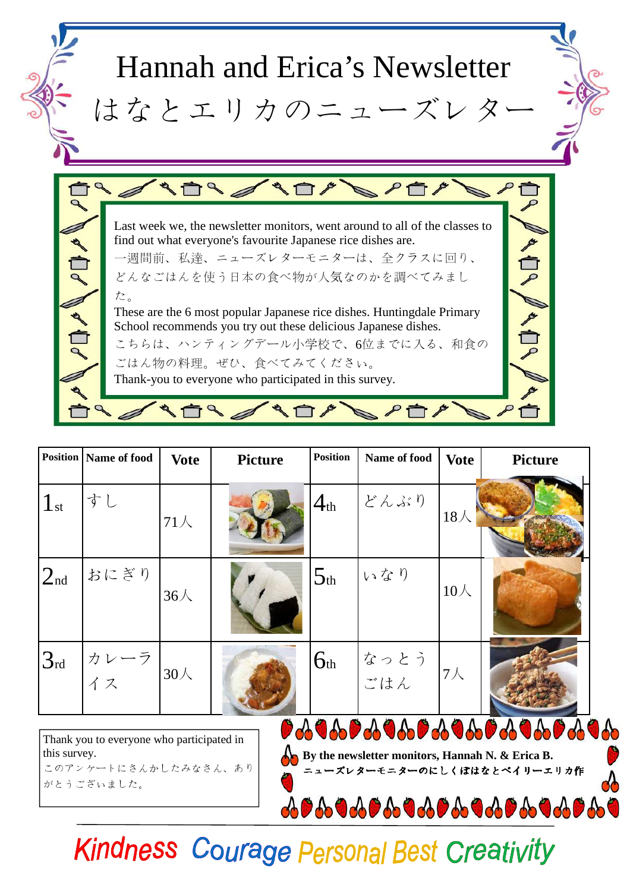# Hannah and Erica's Newsletter

# はなとエリカのニューズレター

Last week we, the newsletter monitors, went around to all of the classes to find out what everyone's favourite Japanese rice dishes are.

一週間前、私達、ニューズレターモニターは、全クラスに回り、どんなごはんを使う日本の食べ物が人気なのかを調べてみました。

These are the 6 most popular Japanese rice dishes. Huntingdale Primary School recommends you try out these delicious Japanese dishes.

こちらは、ハンティングデール小学校で、6位までに入る、和食のごはん物の料理。ぜひ、食べてみてください。

Thank-you to everyone who participated in this survey.

| Position | Name of food | Vote | Picture | Position | Name of food | Vote | Picture |
|---|---|---|---|---|---|---|---|
| 1st | すし | 71人 | | 4th | どんぶり | 18人 | |
| 2nd | おにぎり | 36人 | | 5th | いなり | 10人 | |
| 3rd | カレーライス | 30人 | | 6th | なっとうごはん | 7人 | |

Thank you to everyone who participated in this survey.

このアンケートにさんかしたみなさん、ありがとうございました。

**By the newsletter monitors, Hannah N. & Erica B.**

ニューズレターモニターのにしくぼはなとベイリーエリカ作

Kindness Courage Personal Best Creativity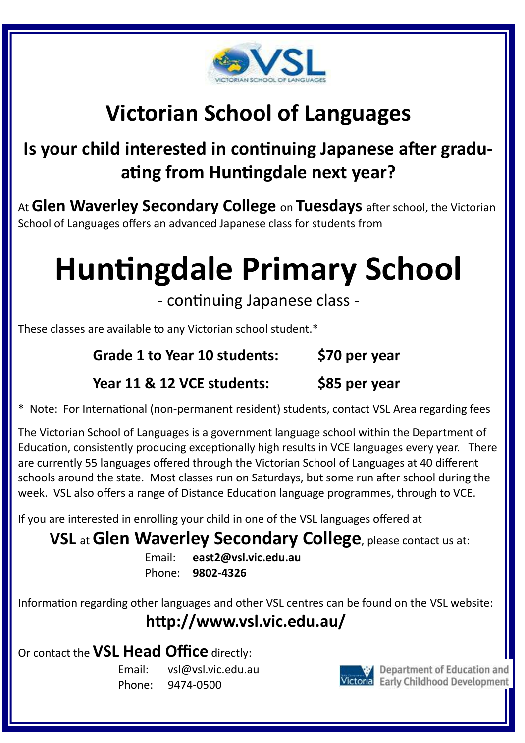VSL
VICTORIAN SCHOOL OF LANGUAGES

# Victorian School of Languages

## Is your child interested in continuing Japanese after graduating from Huntingdale next year?

At **Glen Waverley Secondary College** on **Tuesdays** after school, the Victorian School of Languages offers an advanced Japanese class for students from

# Huntingdale Primary School

- continuing Japanese class -

These classes are available to any Victorian school student.*

| | |
|---|---|
| **Grade 1 to Year 10 students:** | **$70 per year** |
| **Year 11 & 12 VCE students:** | **$85 per year** |

* Note: For International (non-permanent resident) students, contact VSL Area regarding fees

The Victorian School of Languages is a government language school within the Department of Education, consistently producing exceptionally high results in VCE languages every year. There are currently 55 languages offered through the Victorian School of Languages at 40 different schools around the state. Most classes run on Saturdays, but some run after school during the week. VSL also offers a range of Distance Education language programmes, through to VCE.

If you are interested in enrolling your child in one of the VSL languages offered at

**VSL** at **Glen Waverley Secondary College**, please contact us at:

Email: **east2@vsl.vic.edu.au**
Phone: **9802-4326**

Information regarding other languages and other VSL centres can be found on the VSL website:

**http://www.vsl.vic.edu.au/**

Or contact the **VSL Head Office** directly:

Email: vsl@vsl.vic.edu.au
Phone: 9474-0500

Victoria — Department of Education and Early Childhood Development